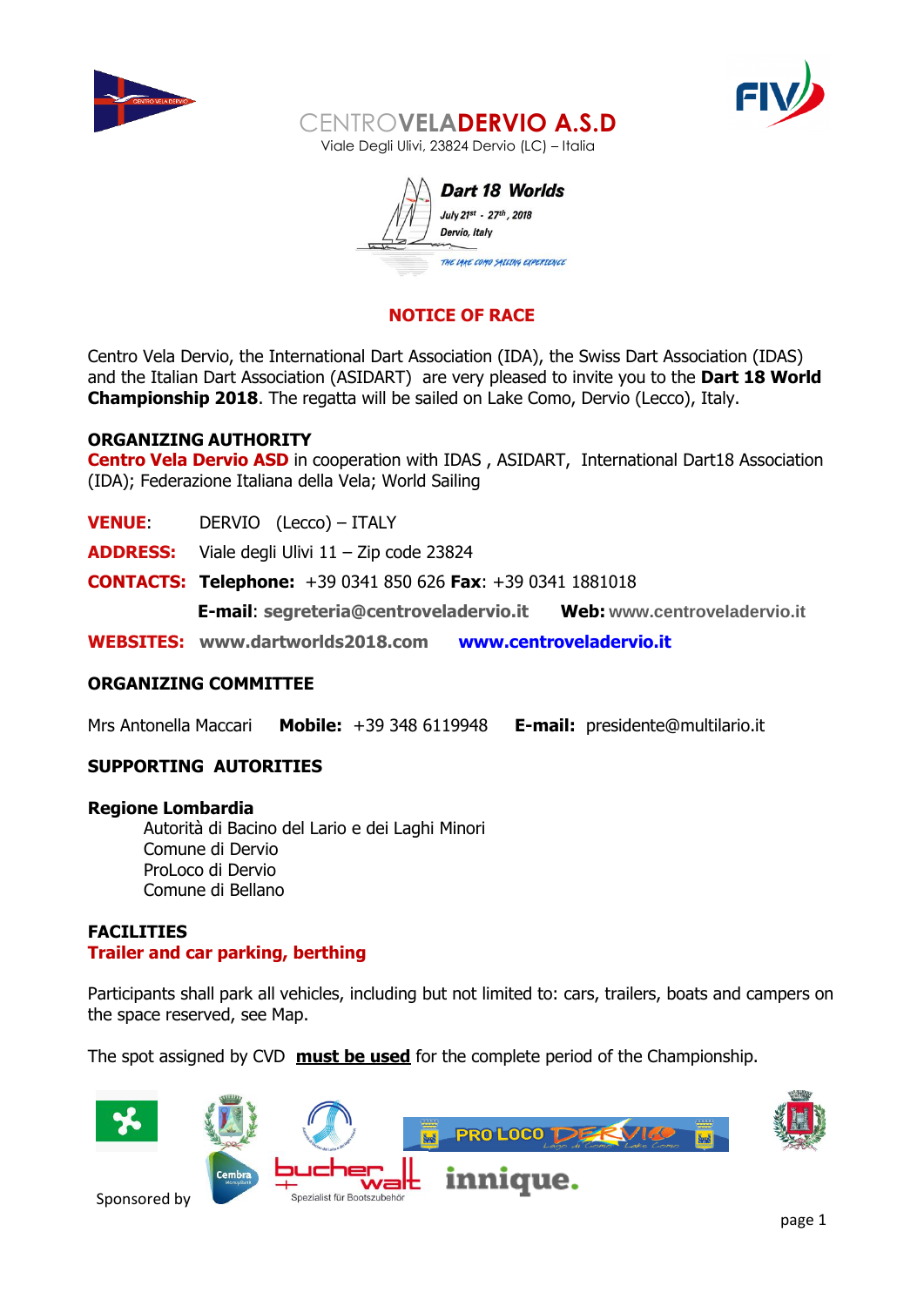CENTROVELADERVIO A.S.D

Viale Degli Ulivi, 23824 Dervio (LC) – Italia

**Dart 18 Worlds**

*July 21st - 27th, 2018*

*Dervio, Italy*

*THE LAKE COMO SAILING EXPERIENCE*

# NOTICE OF RACE

Centro Vela Dervio, the International Dart Association (IDA), the Swiss Dart Association (IDAS) and the Italian Dart Association (ASIDART) are very pleased to invite you to the **Dart 18 World Championship 2018**. The regatta will be sailed on Lake Como, Dervio (Lecco), Italy.

## ORGANIZING AUTHORITY

**Centro Vela Dervio ASD** in cooperation with IDAS , ASIDART, International Dart18 Association (IDA); Federazione Italiana della Vela; World Sailing

**VENUE**: DERVIO (Lecco) – ITALY

**ADDRESS:** Viale degli Ulivi 11 – Zip code 23824

**CONTACTS:** **Telephone:** +39 0341 850 626 **Fax**: +39 0341 1881018

**E-mail**: **segreteria@centroveladervio.it** **Web:** **www.centroveladervio.it**

**WEBSITES:** **www.dartworlds2018.com** **www.centroveladervio.it**

## ORGANIZING COMMITTEE

Mrs Antonella Maccari **Mobile:** +39 348 6119948 **E-mail:** presidente@multilario.it

## SUPPORTING AUTORITIES

**Regione Lombardia**

- Autorità di Bacino del Lario e dei Laghi Minori
- Comune di Dervio
- ProLoco di Dervio
- Comune di Bellano

## FACILITIES

**Trailer and car parking, berthing**

Participants shall park all vehicles, including but not limited to: cars, trailers, boats and campers on the space reserved, see Map.

The spot assigned by CVD **must be used** for the complete period of the Championship.

Sponsored by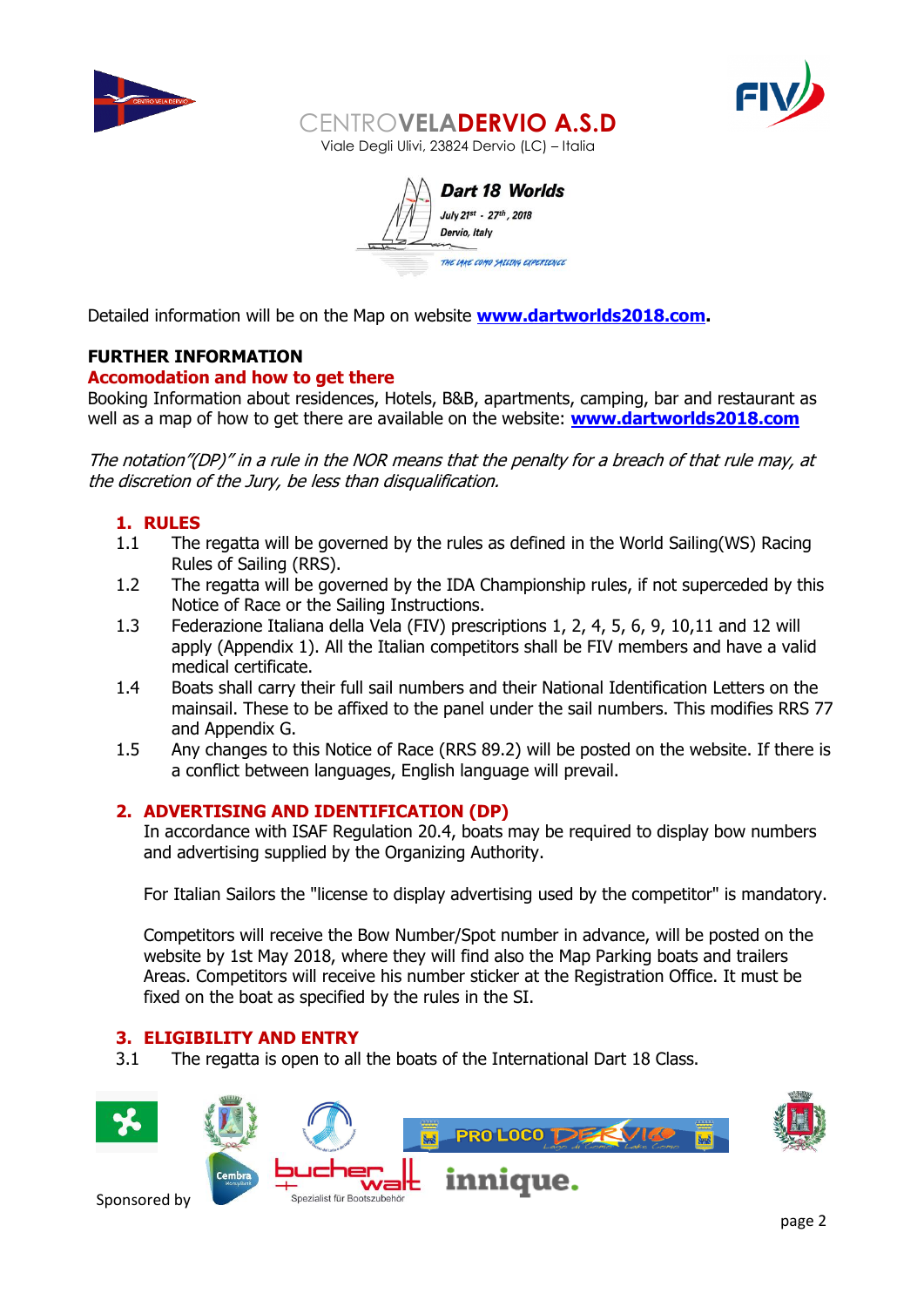CENTROVELADERVIO A.S.D
Viale Degli Ulivi, 23824 Dervio (LC) – Italia

Dart 18 Worlds
July 21st - 27th, 2018
Dervio, Italy
THE LAKE COMO SAILING EXPERIENCE

Detailed information will be on the Map on website **www.dartworlds2018.com**.

## FURTHER INFORMATION

### Accomodation and how to get there

Booking Information about residences, Hotels, B&B, apartments, camping, bar and restaurant as well as a map of how to get there are available on the website: **www.dartworlds2018.com**

*The notation"(DP)" in a rule in the NOR means that the penalty for a breach of that rule may, at the discretion of the Jury, be less than disqualification.*

## 1. RULES

1.1 The regatta will be governed by the rules as defined in the World Sailing(WS) Racing Rules of Sailing (RRS).

1.2 The regatta will be governed by the IDA Championship rules, if not superceded by this Notice of Race or the Sailing Instructions.

1.3 Federazione Italiana della Vela (FIV) prescriptions 1, 2, 4, 5, 6, 9, 10,11 and 12 will apply (Appendix 1). All the Italian competitors shall be FIV members and have a valid medical certificate.

1.4 Boats shall carry their full sail numbers and their National Identification Letters on the mainsail. These to be affixed to the panel under the sail numbers. This modifies RRS 77 and Appendix G.

1.5 Any changes to this Notice of Race (RRS 89.2) will be posted on the website. If there is a conflict between languages, English language will prevail.

## 2. ADVERTISING AND IDENTIFICATION (DP)

In accordance with ISAF Regulation 20.4, boats may be required to display bow numbers and advertising supplied by the Organizing Authority.

For Italian Sailors the "license to display advertising used by the competitor" is mandatory.

Competitors will receive the Bow Number/Spot number in advance, will be posted on the website by 1st May 2018, where they will find also the Map Parking boats and trailers Areas. Competitors will receive his number sticker at the Registration Office. It must be fixed on the boat as specified by the rules in the SI.

## 3. ELIGIBILITY AND ENTRY

3.1 The regatta is open to all the boats of the International Dart 18 Class.

Sponsored by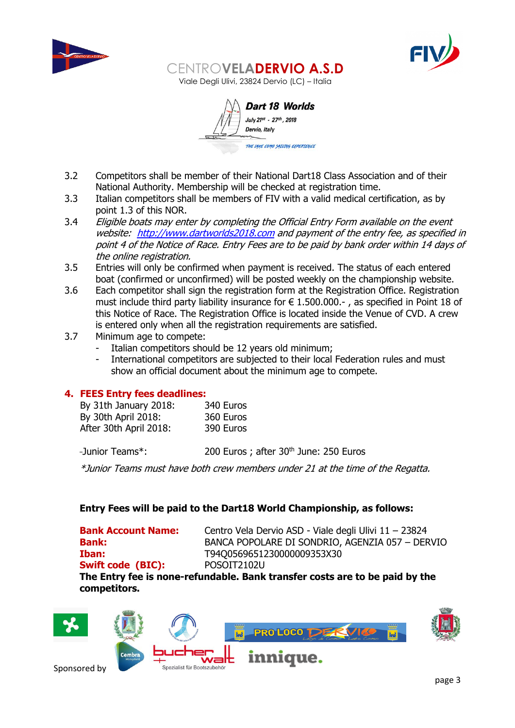3.2 Competitors shall be member of their National Dart18 Class Association and of their National Authority. Membership will be checked at registration time.

3.3 Italian competitors shall be members of FIV with a valid medical certification, as by point 1.3 of this NOR.

3.4 *Eligible boats may enter by completing the Official Entry Form available on the event website: [http://www.dartworlds2018.com](http://www.dartworlds2018.com) and payment of the entry fee, as specified in point 4 of the Notice of Race. Entry Fees are to be paid by bank order within 14 days of the online registration.*

3.5 Entries will only be confirmed when payment is received. The status of each entered boat (confirmed or unconfirmed) will be posted weekly on the championship website.

3.6 Each competitor shall sign the registration form at the Registration Office. Registration must include third party liability insurance for € 1.500.000.- , as specified in Point 18 of this Notice of Race. The Registration Office is located inside the Venue of CVD. A crew is entered only when all the registration requirements are satisfied.

3.7 Minimum age to compete:
- Italian competitors should be 12 years old minimum;
- International competitors are subjected to their local Federation rules and must show an official document about the minimum age to compete.

## 4. FEES Entry fees deadlines:

| | |
|---|---|
| By 31th January 2018: | 340 Euros |
| By 30th April 2018: | 360 Euros |
| After 30th April 2018: | 390 Euros |
| -Junior Teams*: | 200 Euros ; after 30th June: 250 Euros |

*\*Junior Teams must have both crew members under 21 at the time of the Regatta.*

**Entry Fees will be paid to the Dart18 World Championship, as follows:**

| | |
|---|---|
| **Bank Account Name:** | Centro Vela Dervio ASD - Viale degli Ulivi 11 – 23824 |
| **Bank:** | BANCA POPOLARE DI SONDRIO, AGENZIA 057 – DERVIO |
| **Iban:** | T94Q0569651230000009353X30 |
| **Swift code (BIC):** | POSOIT2102U |

**The Entry fee is none-refundable. Bank transfer costs are to be paid by the competitors.**

Sponsored by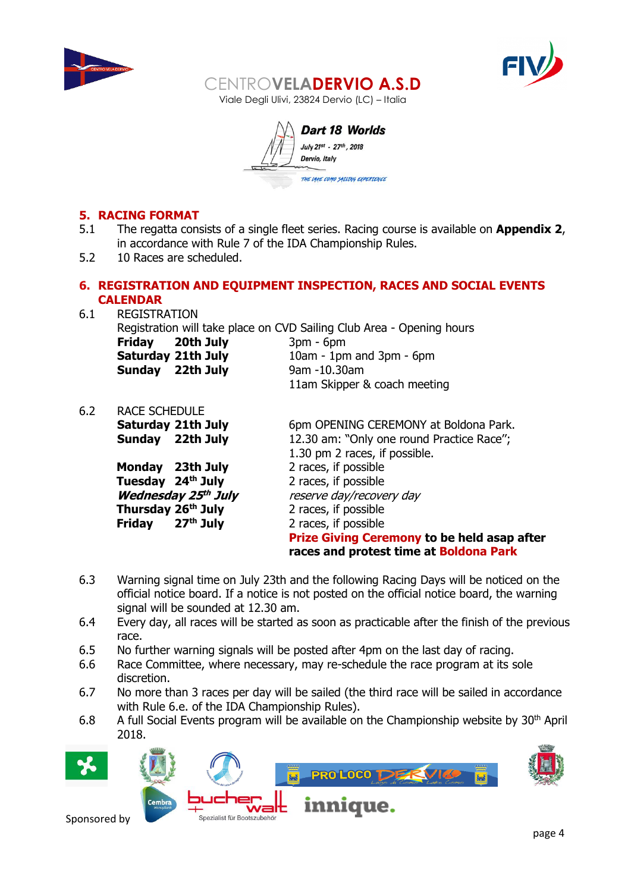## 5. RACING FORMAT

5.1 The regatta consists of a single fleet series. Racing course is available on **Appendix 2**, in accordance with Rule 7 of the IDA Championship Rules.

5.2 10 Races are scheduled.

## 6. REGISTRATION AND EQUIPMENT INSPECTION, RACES AND SOCIAL EVENTS CALENDAR

6.1 REGISTRATION

Registration will take place on CVD Sailing Club Area - Opening hours

| | |
|---|---|
| **Friday 20th July** | 3pm - 6pm |
| **Saturday 21th July** | 10am - 1pm and 3pm - 6pm |
| **Sunday 22th July** | 9am -10.30am |
| | 11am Skipper & coach meeting |

6.2 RACE SCHEDULE

| | |
|---|---|
| **Saturday 21th July** | 6pm OPENING CEREMONY at Boldona Park. |
| **Sunday 22th July** | 12.30 am: "Only one round Practice Race"; 1.30 pm 2 races, if possible. |
| **Monday 23th July** | 2 races, if possible |
| **Tuesday 24th July** | 2 races, if possible |
| ***Wednesday 25th July*** | *reserve day/recovery day* |
| **Thursday 26th July** | 2 races, if possible |
| **Friday 27th July** | 2 races, if possible |
| | **Prize Giving Ceremony to be held asap after races and protest time at Boldona Park** |

6.3 Warning signal time on July 23th and the following Racing Days will be noticed on the official notice board. If a notice is not posted on the official notice board, the warning signal will be sounded at 12.30 am.

6.4 Every day, all races will be started as soon as practicable after the finish of the previous race.

6.5 No further warning signals will be posted after 4pm on the last day of racing.

6.6 Race Committee, where necessary, may re-schedule the race program at its sole discretion.

6.7 No more than 3 races per day will be sailed (the third race will be sailed in accordance with Rule 6.e. of the IDA Championship Rules).

6.8 A full Social Events program will be available on the Championship website by 30th April 2018.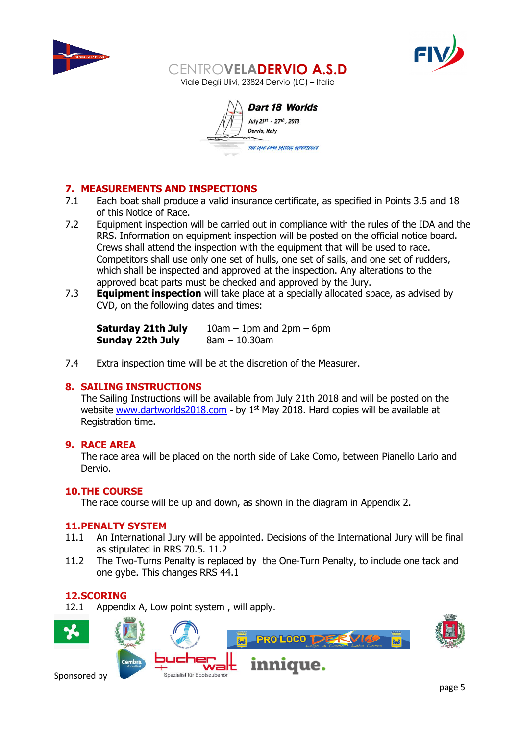## 7. MEASUREMENTS AND INSPECTIONS

7.1 Each boat shall produce a valid insurance certificate, as specified in Points 3.5 and 18 of this Notice of Race.

7.2 Equipment inspection will be carried out in compliance with the rules of the IDA and the RRS. Information on equipment inspection will be posted on the official notice board. Crews shall attend the inspection with the equipment that will be used to race. Competitors shall use only one set of hulls, one set of sails, and one set of rudders, which shall be inspected and approved at the inspection. Any alterations to the approved boat parts must be checked and approved by the Jury.

7.3 **Equipment inspection** will take place at a specially allocated space, as advised by CVD, on the following dates and times:

| | |
|---|---|
| **Saturday 21th July** | 10am – 1pm and 2pm – 6pm |
| **Sunday 22th July** | 8am – 10.30am |

7.4 Extra inspection time will be at the discretion of the Measurer.

## 8. SAILING INSTRUCTIONS

The Sailing Instructions will be available from July 21th 2018 and will be posted on the website www.dartworlds2018.com - by 1st May 2018. Hard copies will be available at Registration time.

## 9. RACE AREA

The race area will be placed on the north side of Lake Como, between Pianello Lario and Dervio.

## 10. THE COURSE

The race course will be up and down, as shown in the diagram in Appendix 2.

## 11. PENALTY SYSTEM

11.1 An International Jury will be appointed. Decisions of the International Jury will be final as stipulated in RRS 70.5. 11.2

11.2 The Two-Turns Penalty is replaced by the One-Turn Penalty, to include one tack and one gybe. This changes RRS 44.1

## 12. SCORING

12.1 Appendix A, Low point system , will apply.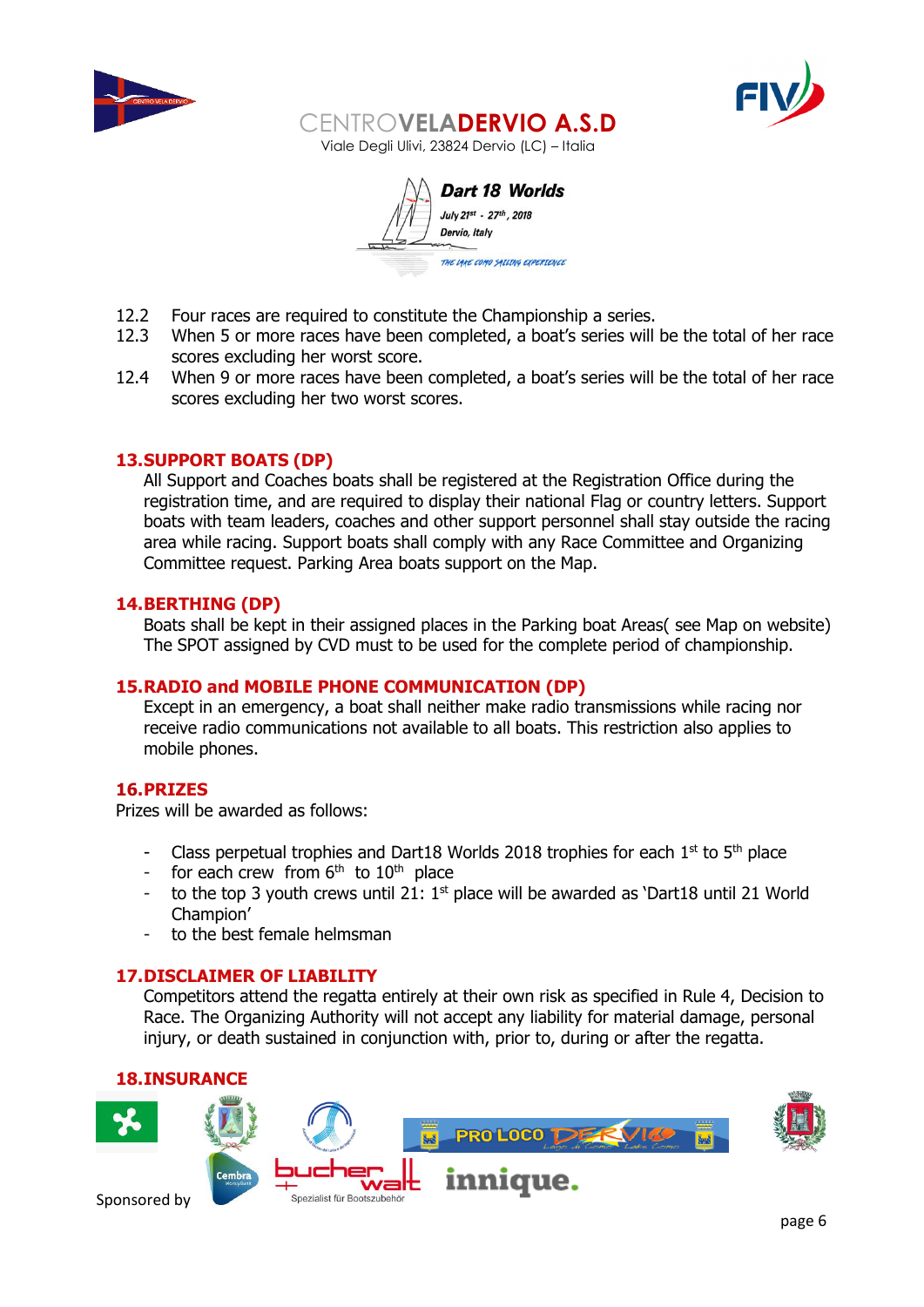12.2 Four races are required to constitute the Championship a series.

12.3 When 5 or more races have been completed, a boat's series will be the total of her race scores excluding her worst score.

12.4 When 9 or more races have been completed, a boat's series will be the total of her race scores excluding her two worst scores.

## 13. SUPPORT BOATS (DP)

All Support and Coaches boats shall be registered at the Registration Office during the registration time, and are required to display their national Flag or country letters. Support boats with team leaders, coaches and other support personnel shall stay outside the racing area while racing. Support boats shall comply with any Race Committee and Organizing Committee request. Parking Area boats support on the Map.

## 14. BERTHING (DP)

Boats shall be kept in their assigned places in the Parking boat Areas( see Map on website) The SPOT assigned by CVD must to be used for the complete period of championship.

## 15. RADIO and MOBILE PHONE COMMUNICATION (DP)

Except in an emergency, a boat shall neither make radio transmissions while racing nor receive radio communications not available to all boats. This restriction also applies to mobile phones.

## 16. PRIZES

Prizes will be awarded as follows:

- Class perpetual trophies and Dart18 Worlds 2018 trophies for each 1st to 5th place
- for each crew from 6th to 10th place
- to the top 3 youth crews until 21: 1st place will be awarded as 'Dart18 until 21 World Champion'
- to the best female helmsman

## 17. DISCLAIMER OF LIABILITY

Competitors attend the regatta entirely at their own risk as specified in Rule 4, Decision to Race. The Organizing Authority will not accept any liability for material damage, personal injury, or death sustained in conjunction with, prior to, during or after the regatta.

## 18. INSURANCE

Sponsored by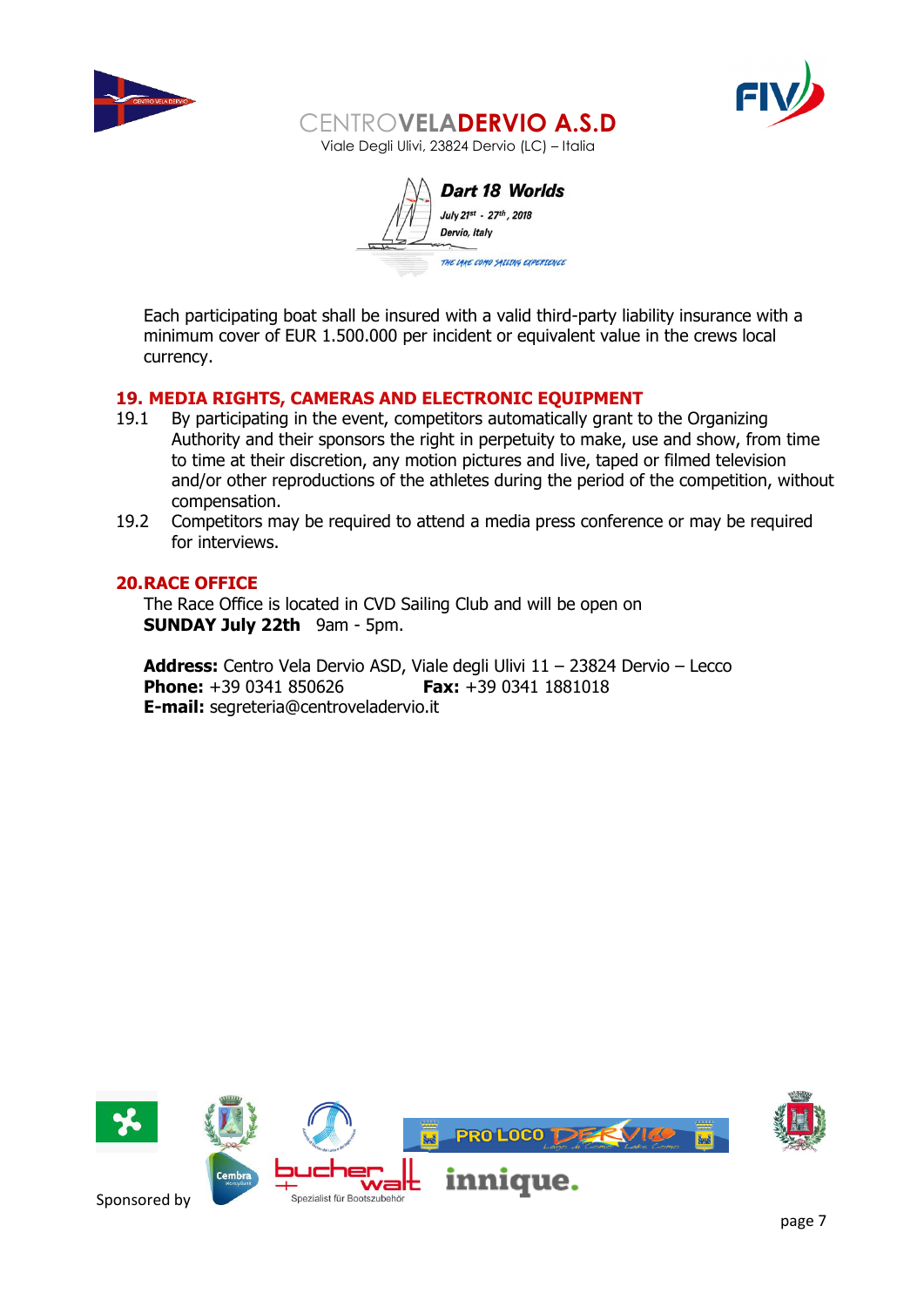Each participating boat shall be insured with a valid third-party liability insurance with a minimum cover of EUR 1.500.000 per incident or equivalent value in the crews local currency.

## 19. MEDIA RIGHTS, CAMERAS AND ELECTRONIC EQUIPMENT

19.1 By participating in the event, competitors automatically grant to the Organizing Authority and their sponsors the right in perpetuity to make, use and show, from time to time at their discretion, any motion pictures and live, taped or filmed television and/or other reproductions of the athletes during the period of the competition, without compensation.

19.2 Competitors may be required to attend a media press conference or may be required for interviews.

## 20. RACE OFFICE

The Race Office is located in CVD Sailing Club and will be open on **SUNDAY July 22th** 9am - 5pm.

**Address:** Centro Vela Dervio ASD, Viale degli Ulivi 11 – 23824 Dervio – Lecco
**Phone:** +39 0341 850626 **Fax:** +39 0341 1881018
**E-mail:** segreteria@centroveladervio.it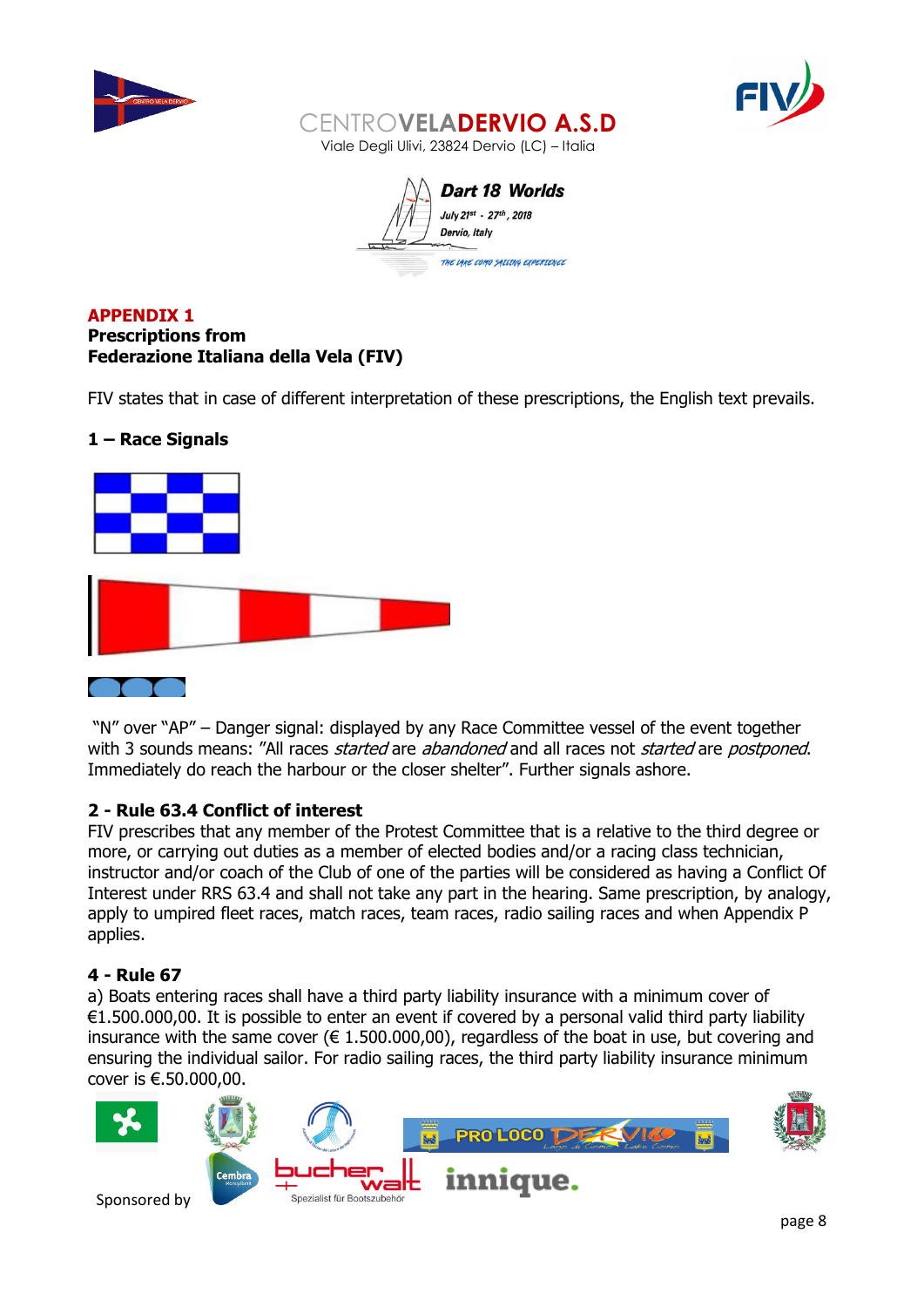CENTROVELADERVIO A.S.D
Viale Degli Ulivi, 23824 Dervio (LC) – Italia

**Dart 18 Worlds**
July 21st - 27th, 2018
Dervio, Italy
THE LAKE COMO SAILING EXPERIENCE

## APPENDIX 1
**Prescriptions from**
**Federazione Italiana della Vela (FIV)**

FIV states that in case of different interpretation of these prescriptions, the English text prevails.

### 1 – Race Signals

"N" over "AP" – Danger signal: displayed by any Race Committee vessel of the event together with 3 sounds means: "All races *started* are *abandoned* and all races not *started* are *postponed*. Immediately do reach the harbour or the closer shelter". Further signals ashore.

### 2 - Rule 63.4 Conflict of interest
FIV prescribes that any member of the Protest Committee that is a relative to the third degree or more, or carrying out duties as a member of elected bodies and/or a racing class technician, instructor and/or coach of the Club of one of the parties will be considered as having a Conflict Of Interest under RRS 63.4 and shall not take any part in the hearing. Same prescription, by analogy, apply to umpired fleet races, match races, team races, radio sailing races and when Appendix P applies.

### 4 - Rule 67
a) Boats entering races shall have a third party liability insurance with a minimum cover of €1.500.000,00. It is possible to enter an event if covered by a personal valid third party liability insurance with the same cover (€ 1.500.000,00), regardless of the boat in use, but covering and ensuring the individual sailor. For radio sailing races, the third party liability insurance minimum cover is €.50.000,00.

Sponsored by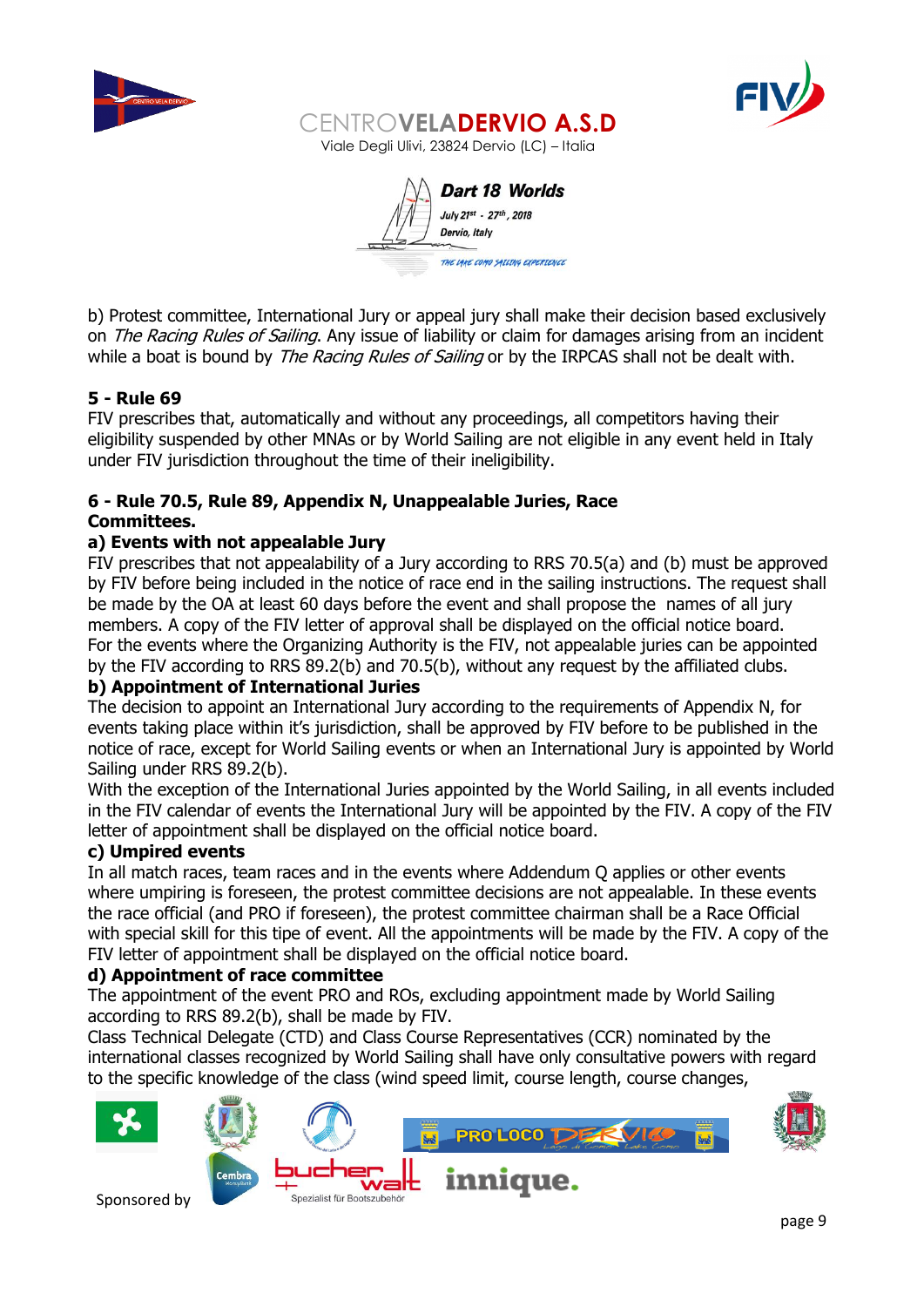b) Protest committee, International Jury or appeal jury shall make their decision based exclusively on *The Racing Rules of Sailing*. Any issue of liability or claim for damages arising from an incident while a boat is bound by *The Racing Rules of Sailing* or by the IRPCAS shall not be dealt with.

**5 - Rule 69**

FIV prescribes that, automatically and without any proceedings, all competitors having their eligibility suspended by other MNAs or by World Sailing are not eligible in any event held in Italy under FIV jurisdiction throughout the time of their ineligibility.

**6 - Rule 70.5, Rule 89, Appendix N, Unappealable Juries, Race Committees.**

**a) Events with not appealable Jury**

FIV prescribes that not appealability of a Jury according to RRS 70.5(a) and (b) must be approved by FIV before being included in the notice of race end in the sailing instructions. The request shall be made by the OA at least 60 days before the event and shall propose the names of all jury members. A copy of the FIV letter of approval shall be displayed on the official notice board.
For the events where the Organizing Authority is the FIV, not appealable juries can be appointed by the FIV according to RRS 89.2(b) and 70.5(b), without any request by the affiliated clubs.

**b) Appointment of International Juries**

The decision to appoint an International Jury according to the requirements of Appendix N, for events taking place within it's jurisdiction, shall be approved by FIV before to be published in the notice of race, except for World Sailing events or when an International Jury is appointed by World Sailing under RRS 89.2(b).
With the exception of the International Juries appointed by the World Sailing, in all events included in the FIV calendar of events the International Jury will be appointed by the FIV. A copy of the FIV letter of appointment shall be displayed on the official notice board.

**c) Umpired events**

In all match races, team races and in the events where Addendum Q applies or other events where umpiring is foreseen, the protest committee decisions are not appealable. In these events the race official (and PRO if foreseen), the protest committee chairman shall be a Race Official with special skill for this tipe of event. All the appointments will be made by the FIV. A copy of the FIV letter of appointment shall be displayed on the official notice board.

**d) Appointment of race committee**

The appointment of the event PRO and ROs, excluding appointment made by World Sailing according to RRS 89.2(b), shall be made by FIV.
Class Technical Delegate (CTD) and Class Course Representatives (CCR) nominated by the international classes recognized by World Sailing shall have only consultative powers with regard to the specific knowledge of the class (wind speed limit, course length, course changes,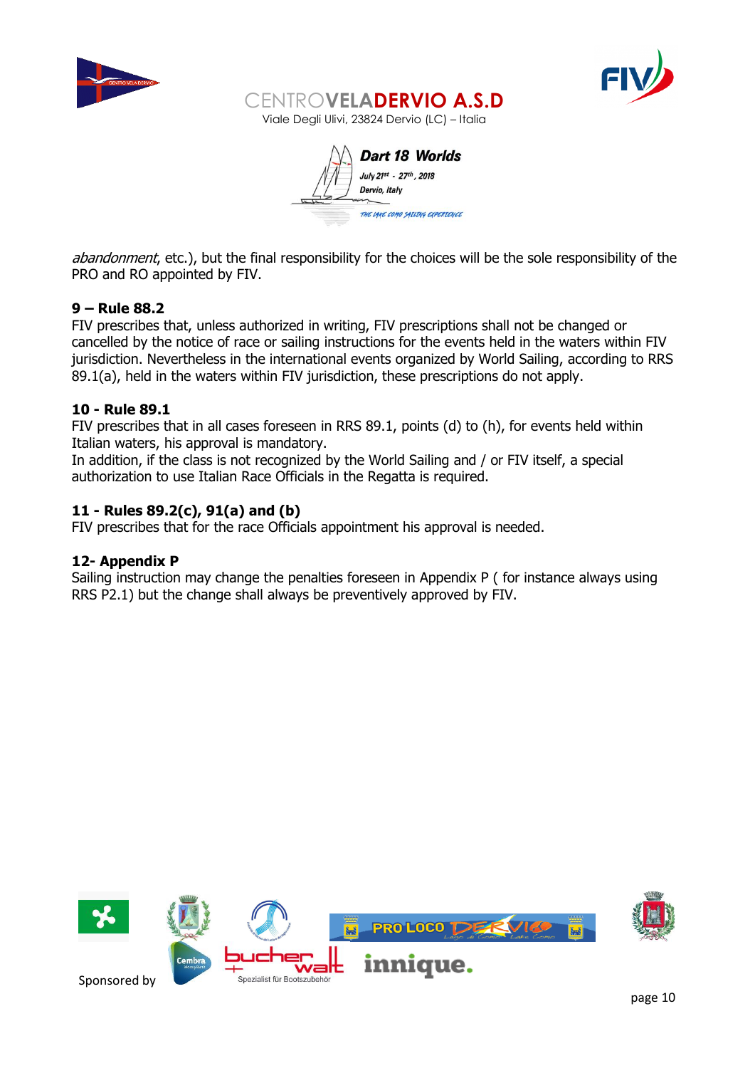*abandonment*, etc.), but the final responsibility for the choices will be the sole responsibility of the PRO and RO appointed by FIV.

**9 – Rule 88.2**

FIV prescribes that, unless authorized in writing, FIV prescriptions shall not be changed or cancelled by the notice of race or sailing instructions for the events held in the waters within FIV jurisdiction. Nevertheless in the international events organized by World Sailing, according to RRS 89.1(a), held in the waters within FIV jurisdiction, these prescriptions do not apply.

**10 - Rule 89.1**

FIV prescribes that in all cases foreseen in RRS 89.1, points (d) to (h), for events held within Italian waters, his approval is mandatory.
In addition, if the class is not recognized by the World Sailing and / or FIV itself, a special authorization to use Italian Race Officials in the Regatta is required.

**11 - Rules 89.2(c), 91(a) and (b)**

FIV prescribes that for the race Officials appointment his approval is needed.

**12- Appendix P**

Sailing instruction may change the penalties foreseen in Appendix P ( for instance always using RRS P2.1) but the change shall always be preventively approved by FIV.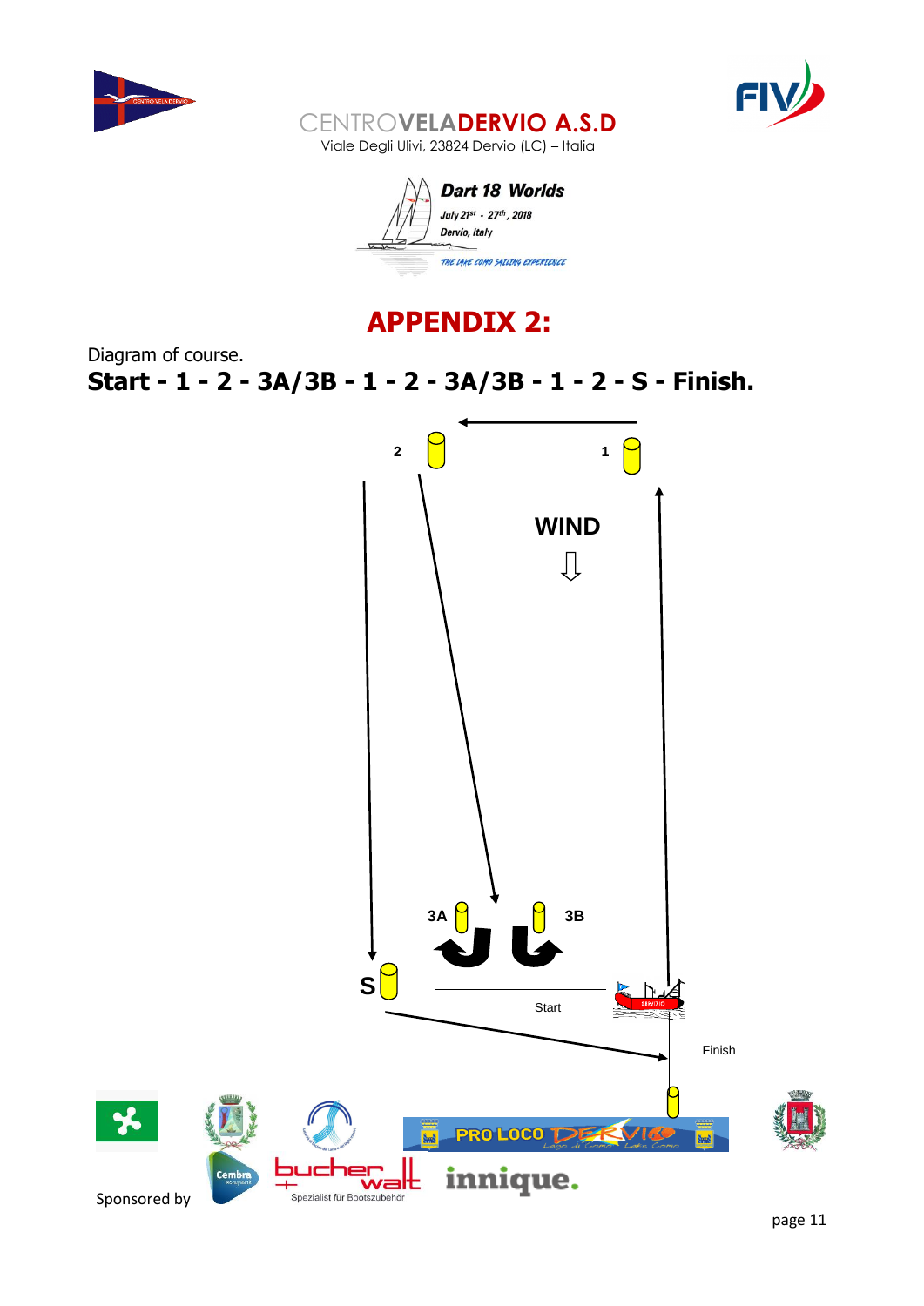CENTRO**VELA**DERVIO A.S.D

Viale Degli Ulivi, 23824 Dervio (LC) – Italia

*Dart 18 Worlds*

*July 21st - 27th, 2018*

*Dervio, Italy*

*THE LAKE COMO SAILING EXPERIENCE*

# APPENDIX 2:

Diagram of course.

**Start - 1 - 2 - 3A/3B - 1 - 2 - 3A/3B - 1 - 2 - S - Finish.**

2 1

WIND

3A 3B

S

Start

Finish

Sponsored by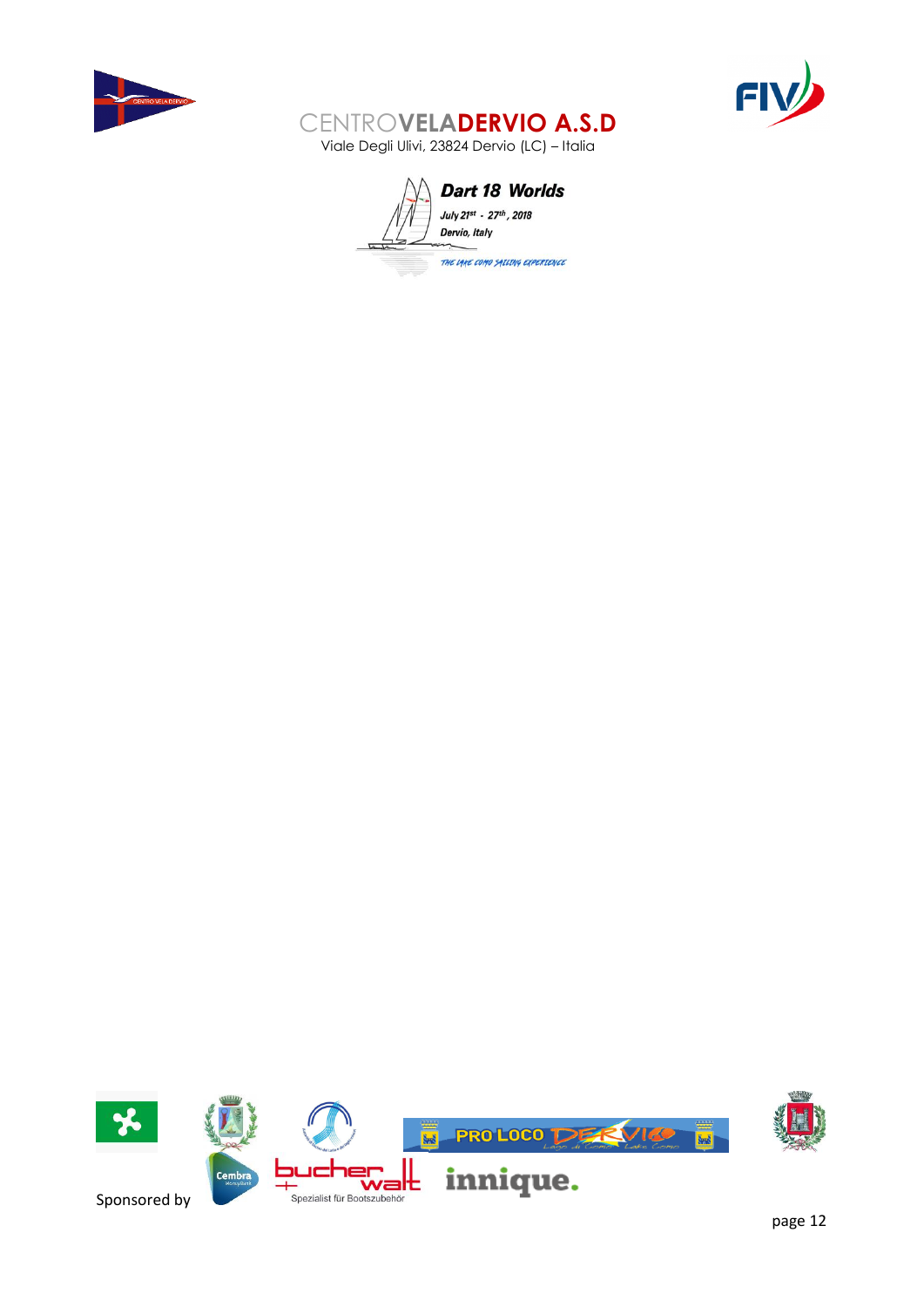CENTROVELADERVIO A.S.D

Viale Degli Ulivi, 23824 Dervio (LC) – Italia

**Dart 18 Worlds**

July 21st - 27th, 2018

Dervio, Italy

THE LAKE COMO SAILING EXPERIENCE

Sponsored by